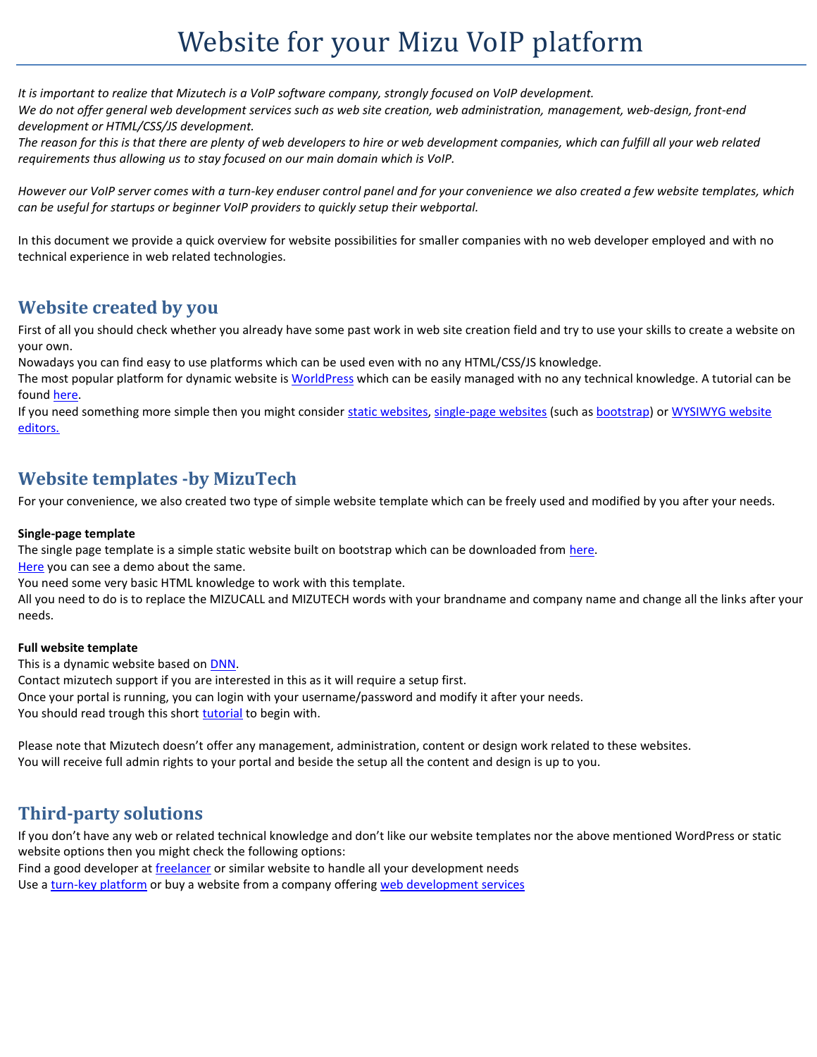# Website for your Mizu VoIP platform

*It is important to realize that Mizutech is a VoIP software company, strongly focused on VoIP development.*
*We do not offer general web development services such as web site creation, web administration, management, web-design, front-end development or HTML/CSS/JS development.*
*The reason for this is that there are plenty of web developers to hire or web development companies, which can fulfill all your web related requirements thus allowing us to stay focused on our main domain which is VoIP.*

*However our VoIP server comes with a turn-key enduser control panel and for your convenience we also created a few website templates, which can be useful for startups or beginner VoIP providers to quickly setup their webportal.*

In this document we provide a quick overview for website possibilities for smaller companies with no web developer employed and with no technical experience in web related technologies.

## Website created by you

First of all you should check whether you already have some past work in web site creation field and try to use your skills to create a website on your own.
Nowadays you can find easy to use platforms which can be used even with no any HTML/CSS/JS knowledge.
The most popular platform for dynamic website is WorldPress which can be easily managed with no any technical knowledge. A tutorial can be found here.
If you need something more simple then you might consider static websites, single-page websites (such as bootstrap) or WYSIWYG website editors.

## Website templates -by MizuTech

For your convenience, we also created two type of simple website template which can be freely used and modified by you after your needs.

**Single-page template**
The single page template is a simple static website built on bootstrap which can be downloaded from here.
Here you can see a demo about the same.
You need some very basic HTML knowledge to work with this template.
All you need to do is to replace the MIZUCALL and MIZUTECH words with your brandname and company name and change all the links after your needs.

**Full website template**
This is a dynamic website based on DNN.
Contact mizutech support if you are interested in this as it will require a setup first.
Once your portal is running, you can login with your username/password and modify it after your needs.
You should read trough this short tutorial to begin with.

Please note that Mizutech doesn't offer any management, administration, content or design work related to these websites.
You will receive full admin rights to your portal and beside the setup all the content and design is up to you.

## Third-party solutions

If you don't have any web or related technical knowledge and don't like our website templates nor the above mentioned WordPress or static website options then you might check the following options:
Find a good developer at freelancer or similar website to handle all your development needs
Use a turn-key platform or buy a website from a company offering web development services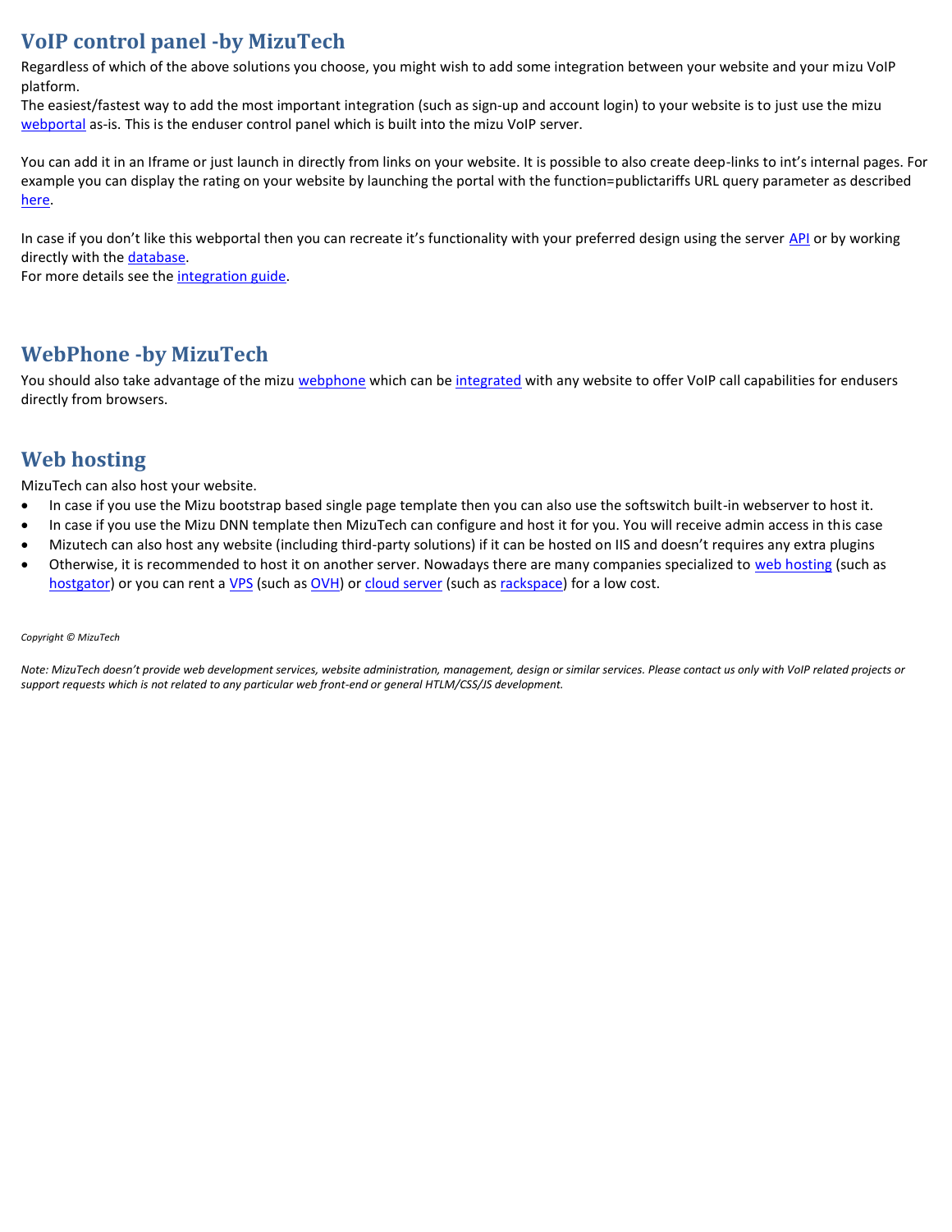## VoIP control panel -by MizuTech

Regardless of which of the above solutions you choose, you might wish to add some integration between your website and your mizu VoIP platform.
The easiest/fastest way to add the most important integration (such as sign-up and account login) to your website is to just use the mizu webportal as-is. This is the enduser control panel which is built into the mizu VoIP server.

You can add it in an Iframe or just launch in directly from links on your website. It is possible to also create deep-links to int's internal pages. For example you can display the rating on your website by launching the portal with the function=publictariffs URL query parameter as described here.

In case if you don't like this webportal then you can recreate it's functionality with your preferred design using the server API or by working directly with the database.
For more details see the integration guide.

## WebPhone -by MizuTech

You should also take advantage of the mizu webphone which can be integrated with any website to offer VoIP call capabilities for endusers directly from browsers.

## Web hosting

MizuTech can also host your website.

- In case if you use the Mizu bootstrap based single page template then you can also use the softswitch built-in webserver to host it.
- In case if you use the Mizu DNN template then MizuTech can configure and host it for you. You will receive admin access in this case
- Mizutech can also host any website (including third-party solutions) if it can be hosted on IIS and doesn't requires any extra plugins
- Otherwise, it is recommended to host it on another server. Nowadays there are many companies specialized to web hosting (such as hostgator) or you can rent a VPS (such as OVH) or cloud server (such as rackspace) for a low cost.

*Copyright © MizuTech*

*Note: MizuTech doesn't provide web development services, website administration, management, design or similar services. Please contact us only with VoIP related projects or support requests which is not related to any particular web front-end or general HTLM/CSS/JS development.*